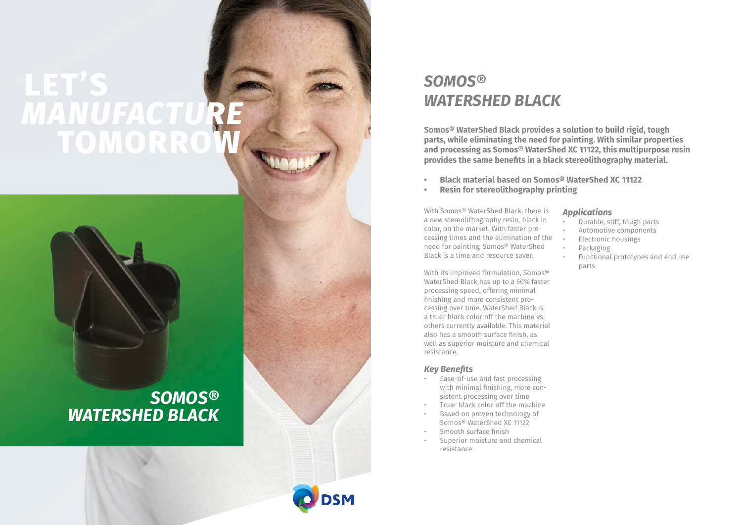# LET'S *MANUFACTURE* TOMORROW

## *SOMOS® WATERSHED BLACK*

# *SOMOS® WATERSHED BLACK*

**Somos® WaterShed Black provides a solution to build rigid, tough parts, while eliminating the need for painting. With similar properties and processing as Somos® WaterShed XC 11122, this multipurpose resin provides the same benefits in a black stereolithography material.**

- **Black material based on Somos® WaterShed XC 11122**
- **Resin for stereolithography printing**

With Somos® WaterShed Black, there is a new stereolithography resin, black in color, on the market. With faster processing times and the elimination of the need for painting, Somos® WaterShed Black is a time and resource saver.

With its improved formulation, Somos® WaterShed Black has up to a 50% faster processing speed, offering minimal finishing and more consistent processing over time. WaterShed Black is a truer black color off the machine vs. others currently available. This material also has a smooth surface finish, as well as superior moisture and chemical resistance.

### *Key Benefits*

- Ease-of-use and fast processing with minimal finishing, more consistent processing over time
- Truer black color off the machine
- Based on proven technology of Somos® WaterShed XC 11122
- Smooth surface finish
- Superior moisture and chemical resistance

### *Applications*

- Durable, stiff, tough parts
- Automotive components
- Electronic housings
- Packaging
- Functional prototypes and end use parts

DSM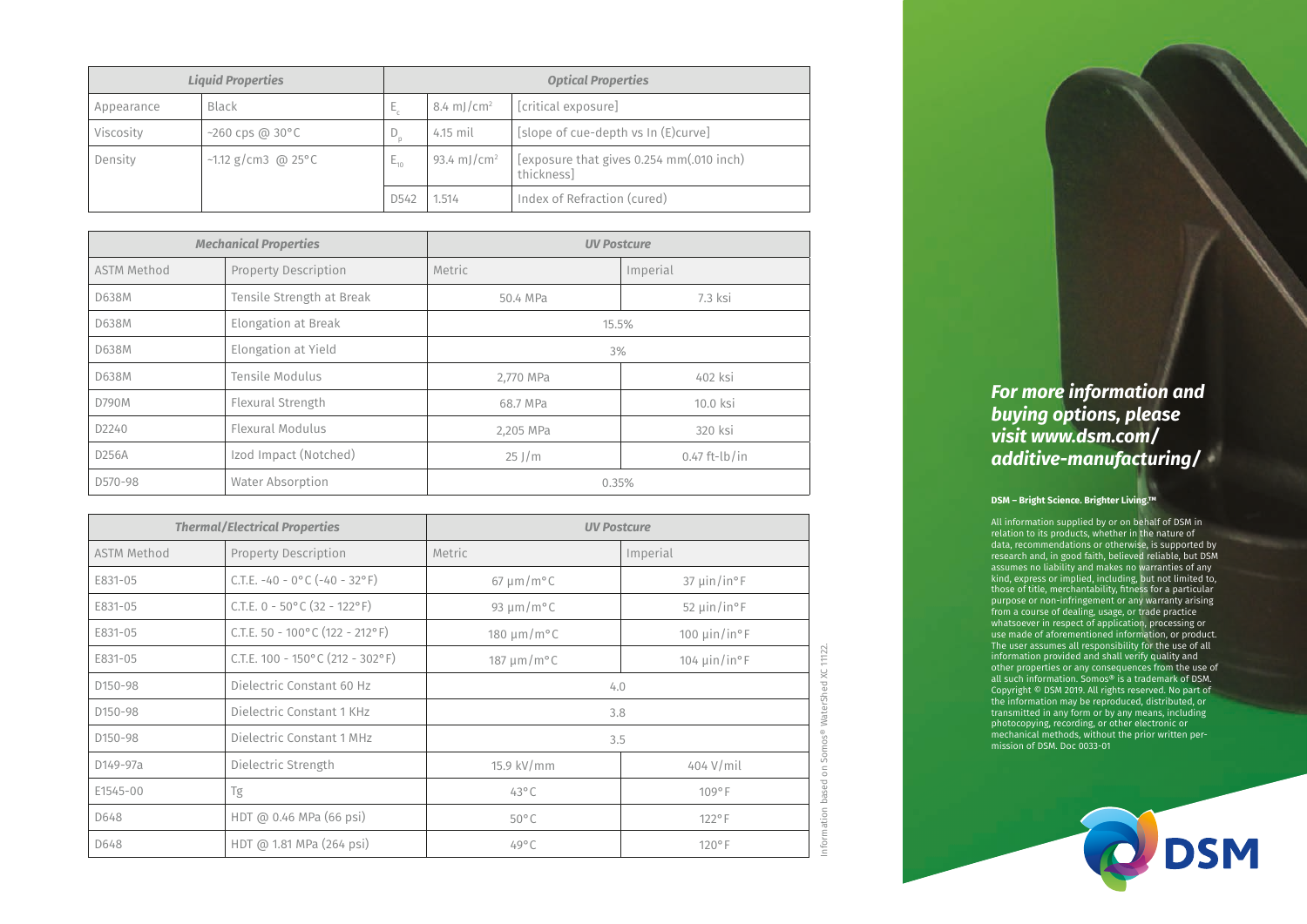| Liquid Properties | | Optical Properties | | |
|---|---|---|---|---|
| Appearance | Black | $E_c$ | 8.4 mJ/cm² | [critical exposure] |
| Viscosity | ~260 cps @ 30°C | $D_p$ | 4.15 mil | [slope of cue-depth vs In (E)curve] |
| Density | ~1.12 g/cm3 @ 25°C | $E_{10}$ | 93.4 mJ/cm² | [exposure that gives 0.254 mm(.010 inch) thickness] |
| | | D542 | 1.514 | Index of Refraction (cured) |

| Mechanical Properties | | UV Postcure | |
|---|---|---|---|
| ASTM Method | Property Description | Metric | Imperial |
| D638M | Tensile Strength at Break | 50.4 MPa | 7.3 ksi |
| D638M | Elongation at Break | 15.5% | |
| D638M | Elongation at Yield | 3% | |
| D638M | Tensile Modulus | 2,770 MPa | 402 ksi |
| D790M | Flexural Strength | 68.7 MPa | 10.0 ksi |
| D2240 | Flexural Modulus | 2,205 MPa | 320 ksi |
| D256A | Izod Impact (Notched) | 25 J/m | 0.47 ft-lb/in |
| D570-98 | Water Absorption | 0.35% | |

| Thermal/Electrical Properties | | UV Postcure | |
|---|---|---|---|
| ASTM Method | Property Description | Metric | Imperial |
| E831-05 | C.T.E. -40 - 0°C (-40 - 32°F) | 67 μm/m°C | 37 μin/in°F |
| E831-05 | C.T.E. 0 - 50°C (32 - 122°F) | 93 μm/m°C | 52 μin/in°F |
| E831-05 | C.T.E. 50 - 100°C (122 - 212°F) | 180 μm/m°C | 100 μin/in°F |
| E831-05 | C.T.E. 100 - 150°C (212 - 302°F) | 187 μm/m°C | 104 μin/in°F |
| D150-98 | Dielectric Constant 60 Hz | 4.0 | |
| D150-98 | Dielectric Constant 1 KHz | 3.8 | |
| D150-98 | Dielectric Constant 1 MHz | 3.5 | |
| D149-97a | Dielectric Strength | 15.9 kV/mm | 404 V/mil |
| E1545-00 | Tg | 43°C | 109°F |
| D648 | HDT @ 0.46 MPa (66 psi) | 50°C | 122°F |
| D648 | HDT @ 1.81 MPa (264 psi) | 49°C | 120°F |

Information based on Somos® WaterShed XC 11122.

***For more information and buying options, please visit www.dsm.com/additive-manufacturing/***

**DSM – Bright Science. Brighter Living.™**

All information supplied by or on behalf of DSM in relation to its products, whether in the nature of data, recommendations or otherwise, is supported by research and, in good faith, believed reliable, but DSM assumes no liability and makes no warranties of any kind, express or implied, including, but not limited to, those of title, merchantability, fitness for a particular purpose or non-infringement or any warranty arising from a course of dealing, usage, or trade practice whatsoever in respect of application, processing or use made of aforementioned information, or product. The user assumes all responsibility for the use of all information provided and shall verify quality and other properties or any consequences from the use of all such information. Somos® is a trademark of DSM. Copyright © DSM 2019. All rights reserved. No part of the information may be reproduced, distributed, or transmitted in any form or by any means, including photocopying, recording, or other electronic or mechanical methods, without the prior written permission of DSM. Doc 0033-01

DSM